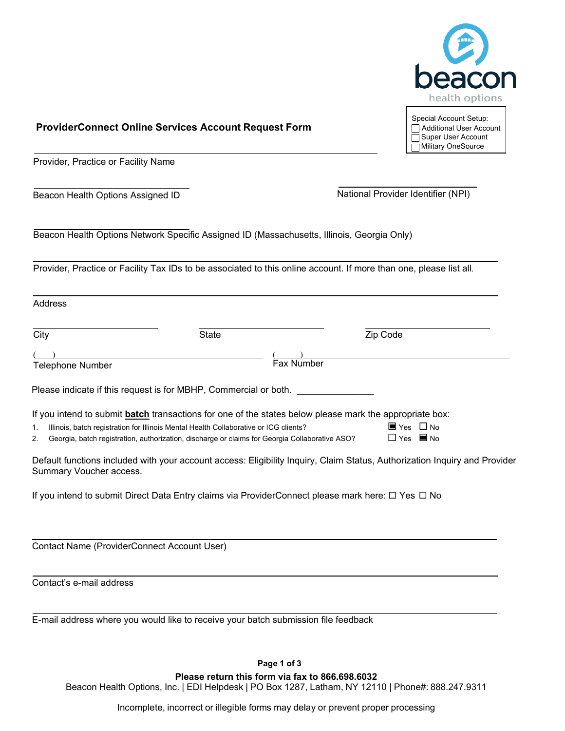beacon health options

Special Account Setup:
☐ Additional User Account
☐ Super User Account
☐ Military OneSource

## ProviderConnect Online Services Account Request Form

Provider, Practice or Facility Name: ______________________________

Beacon Health Options Assigned ID: ______________________________

National Provider Identifier (NPI): ______________________________

Beacon Health Options Network Specific Assigned ID (Massachusetts, Illinois, Georgia Only): ______________________________

Provider, Practice or Facility Tax IDs to be associated to this online account. If more than one, please list all.
______________________________

Address: ______________________________

City: ______________ State: ______________ Zip Code: ______________

Telephone Number: (\_\_\_)______________ Fax Number: (\_\_\_\_)______________

Please indicate if this request is for MBHP, Commercial or both. _______________

If you intend to submit **batch** transactions for one of the states below please mark the appropriate box:

1. Illinois, batch registration for Illinois Mental Health Collaborative or ICG clients? ■ Yes ☐ No
2. Georgia, batch registration, authorization, discharge or claims for Georgia Collaborative ASO? ☐ Yes ■ No

Default functions included with your account access: Eligibility Inquiry, Claim Status, Authorization Inquiry and Provider Summary Voucher access.

If you intend to submit Direct Data Entry claims via ProviderConnect please mark here: ☐ Yes ☐ No

Contact Name (ProviderConnect Account User): ______________________________

Contact's e-mail address: ______________________________

E-mail address where you would like to receive your batch submission file feedback: ______________________________

**Please return this form via fax to 866.698.6032**

Beacon Health Options, Inc. | EDI Helpdesk | PO Box 1287, Latham, NY 12110 | Phone#: 888.247.9311

Incomplete, incorrect or illegible forms may delay or prevent proper processing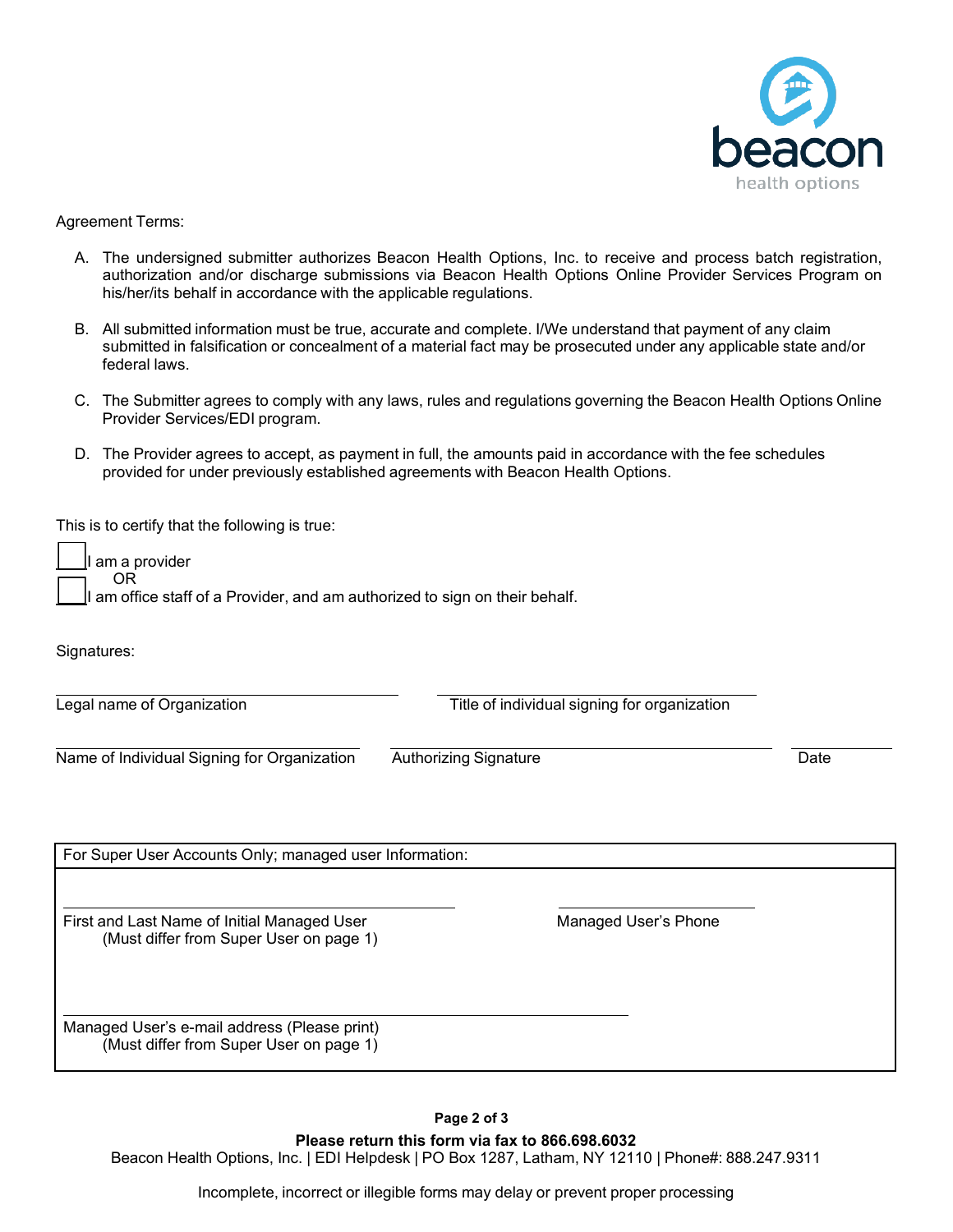Agreement Terms:

A. The undersigned submitter authorizes Beacon Health Options, Inc. to receive and process batch registration, authorization and/or discharge submissions via Beacon Health Options Online Provider Services Program on his/her/its behalf in accordance with the applicable regulations.

B. All submitted information must be true, accurate and complete. I/We understand that payment of any claim submitted in falsification or concealment of a material fact may be prosecuted under any applicable state and/or federal laws.

C. The Submitter agrees to comply with any laws, rules and regulations governing the Beacon Health Options Online Provider Services/EDI program.

D. The Provider agrees to accept, as payment in full, the amounts paid in accordance with the fee schedules provided for under previously established agreements with Beacon Health Options.

This is to certify that the following is true:

☐ I am a provider

OR

☐ I am office staff of a Provider, and am authorized to sign on their behalf.

Signatures:

| | | |
|---|---|---|
| ______________________ Legal name of Organization | ______________________ Title of individual signing for organization | |
| ______________________ Name of Individual Signing for Organization | ______________________ Authorizing Signature | __________ Date |

| For Super User Accounts Only; managed user Information: | |
|---|---|
| ______________________ First and Last Name of Initial Managed User (Must differ from Super User on page 1) | ______________________ Managed User's Phone |
| ______________________ Managed User's e-mail address (Please print) (Must differ from Super User on page 1) | |

**Please return this form via fax to 866.698.6032**

Beacon Health Options, Inc. | EDI Helpdesk | PO Box 1287, Latham, NY 12110 | Phone#: 888.247.9311

Incomplete, incorrect or illegible forms may delay or prevent proper processing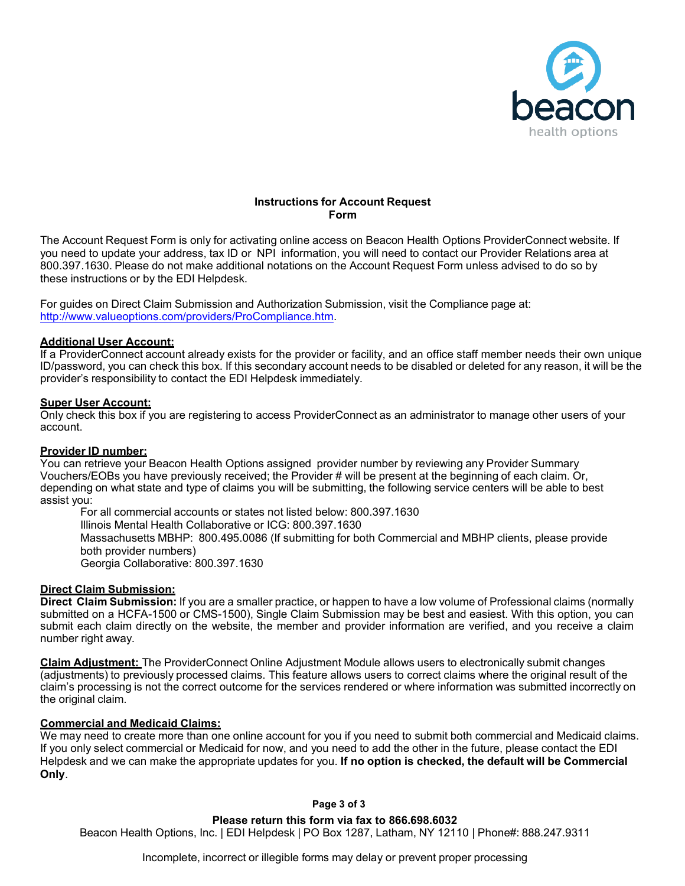# Instructions for Account Request Form

The Account Request Form is only for activating online access on Beacon Health Options ProviderConnect website. If you need to update your address, tax ID or NPI information, you will need to contact our Provider Relations area at 800.397.1630. Please do not make additional notations on the Account Request Form unless advised to do so by these instructions or by the EDI Helpdesk.

For guides on Direct Claim Submission and Authorization Submission, visit the Compliance page at: http://www.valueoptions.com/providers/ProCompliance.htm.

**Additional User Account:**
If a ProviderConnect account already exists for the provider or facility, and an office staff member needs their own unique ID/password, you can check this box. If this secondary account needs to be disabled or deleted for any reason, it will be the provider's responsibility to contact the EDI Helpdesk immediately.

**Super User Account:**
Only check this box if you are registering to access ProviderConnect as an administrator to manage other users of your account.

**Provider ID number:**
You can retrieve your Beacon Health Options assigned provider number by reviewing any Provider Summary Vouchers/EOBs you have previously received; the Provider # will be present at the beginning of each claim. Or, depending on what state and type of claims you will be submitting, the following service centers will be able to best assist you:

- For all commercial accounts or states not listed below: 800.397.1630
- Illinois Mental Health Collaborative or ICG: 800.397.1630
- Massachusetts MBHP: 800.495.0086 (If submitting for both Commercial and MBHP clients, please provide both provider numbers)
- Georgia Collaborative: 800.397.1630

**Direct Claim Submission:**
**Direct Claim Submission:** If you are a smaller practice, or happen to have a low volume of Professional claims (normally submitted on a HCFA-1500 or CMS-1500), Single Claim Submission may be best and easiest. With this option, you can submit each claim directly on the website, the member and provider information are verified, and you receive a claim number right away.

**Claim Adjustment:** The ProviderConnect Online Adjustment Module allows users to electronically submit changes (adjustments) to previously processed claims. This feature allows users to correct claims where the original result of the claim's processing is not the correct outcome for the services rendered or where information was submitted incorrectly on the original claim.

**Commercial and Medicaid Claims:**
We may need to create more than one online account for you if you need to submit both commercial and Medicaid claims. If you only select commercial or Medicaid for now, and you need to add the other in the future, please contact the EDI Helpdesk and we can make the appropriate updates for you. **If no option is checked, the default will be Commercial Only**.

**Please return this form via fax to 866.698.6032**
Beacon Health Options, Inc. | EDI Helpdesk | PO Box 1287, Latham, NY 12110 | Phone#: 888.247.9311

Incomplete, incorrect or illegible forms may delay or prevent proper processing